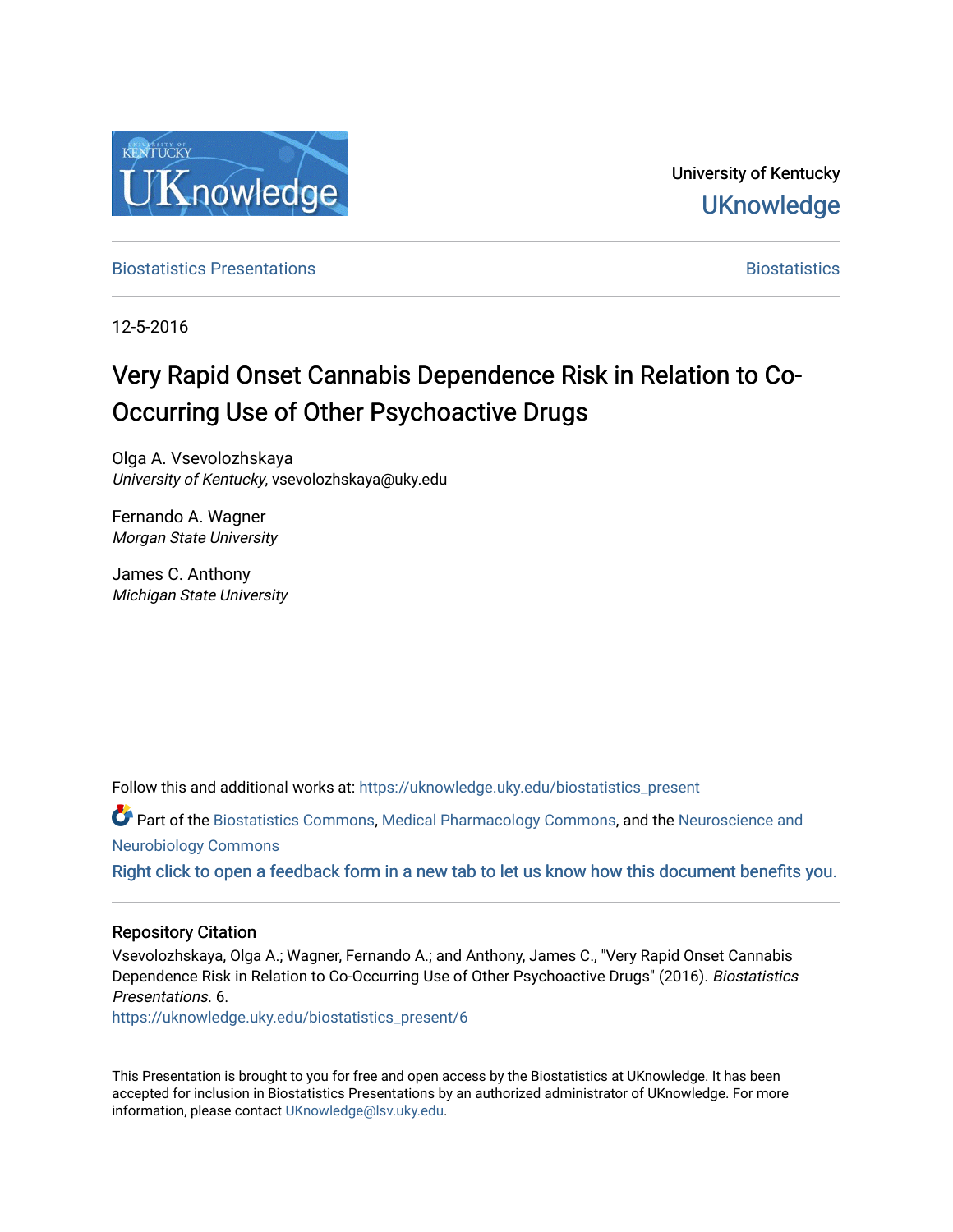University of Kentucky

UKnowledge

Biostatistics Presentations | Biostatistics

12-5-2016

# Very Rapid Onset Cannabis Dependence Risk in Relation to Co-Occurring Use of Other Psychoactive Drugs

Olga A. Vsevolozhskaya
*University of Kentucky*, vsevolozhskaya@uky.edu

Fernando A. Wagner
*Morgan State University*

James C. Anthony
*Michigan State University*

Follow this and additional works at: https://uknowledge.uky.edu/biostatistics_present

Part of the Biostatistics Commons, Medical Pharmacology Commons, and the Neuroscience and Neurobiology Commons

Right click to open a feedback form in a new tab to let us know how this document benefits you.

## Repository Citation

Vsevolozhskaya, Olga A.; Wagner, Fernando A.; and Anthony, James C., "Very Rapid Onset Cannabis Dependence Risk in Relation to Co-Occurring Use of Other Psychoactive Drugs" (2016). *Biostatistics Presentations*. 6.
https://uknowledge.uky.edu/biostatistics_present/6

This Presentation is brought to you for free and open access by the Biostatistics at UKnowledge. It has been accepted for inclusion in Biostatistics Presentations by an authorized administrator of UKnowledge. For more information, please contact UKnowledge@lsv.uky.edu.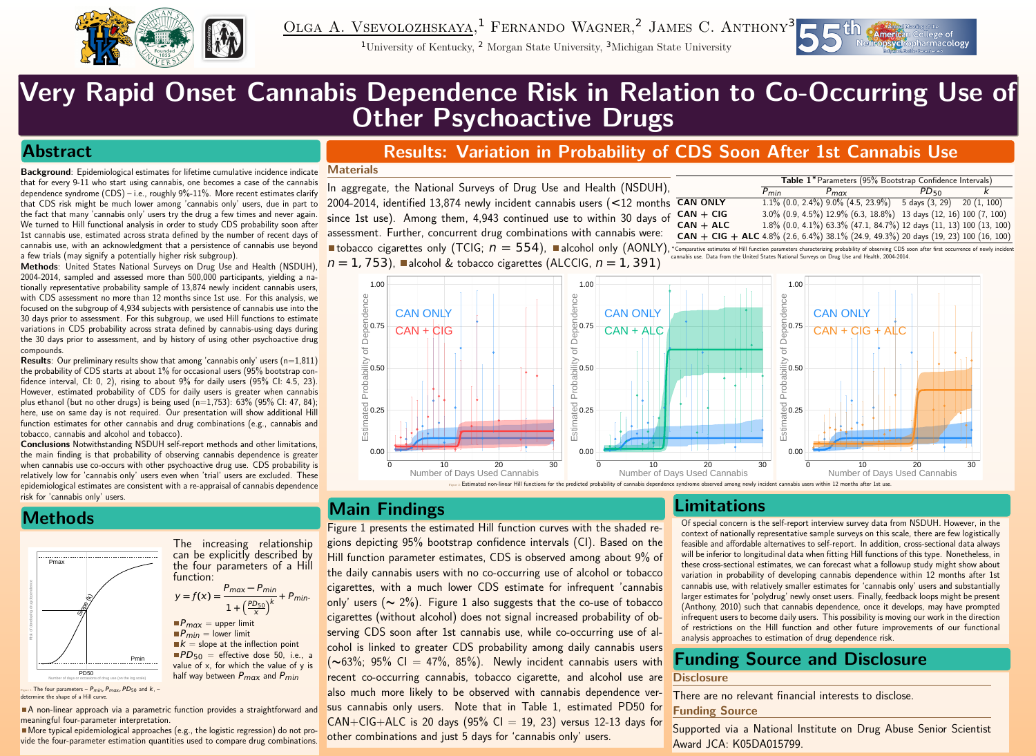Olga A. Vsevolozhskaya,[1] Fernando Wagner,[2] James C. Anthony[3]

[1]University of Kentucky, [2] Morgan State University, [3]Michigan State University

# Very Rapid Onset Cannabis Dependence Risk in Relation to Co-Occurring Use of Other Psychoactive Drugs

## Abstract

**Background**: Epidemiological estimates for lifetime cumulative incidence indicate that for every 9-11 who start using cannabis, one becomes a case of the cannabis dependence syndrome (CDS) – i.e., roughly 9%-11%. More recent estimates clarify that CDS risk might be much lower among 'cannabis only' users, due in part to the fact that many 'cannabis only' users try the drug a few times and never again. We turned to Hill functional analysis in order to study CDS probability soon after 1st cannabis use, estimated across strata defined by the number of recent days of cannabis use, with an acknowledgment that a persistence of cannabis use beyond a few trials (may signify a potentially higher risk subgroup).

**Methods**: United States National Surveys on Drug Use and Health (NSDUH), 2004-2014, sampled and assessed more than 500,000 participants, yielding a nationally representative probability sample of 13,874 newly incident cannabis users, with CDS assessment no more than 12 months since 1st use. For this analysis, we focused on the subgroup of 4,934 subjects with persistence of cannabis use into the 30 days prior to assessment. For this subgroup, we used Hill functions to estimate variations in CDS probability across strata defined by cannabis-using days during the 30 days prior to assessment, and by history of using other psychoactive drug compounds.

**Results**: Our preliminary results show that among 'cannabis only' users (n=1,811) the probability of CDS starts at about 1% for occasional users (95% bootstrap confidence interval, CI: 0, 2), rising to about 9% for daily users (95% CI: 4.5, 23). However, estimated probability of CDS for daily users is greater when cannabis plus ethanol (but no other drugs) is being used (n=1,753): 63% (95% CI: 47, 84); here, use on same day is not required. Our presentation will show additional Hill function estimates for other cannabis and drug combinations (e.g., cannabis and tobacco, cannabis and alcohol and tobacco).

**Conclusions** Notwithstanding NSDUH self-report methods and other limitations, the main finding is that probability of observing cannabis dependence is greater when cannabis use co-occurs with other psychoactive drug use. CDS probability is relatively low for 'cannabis only' users even when 'trial' users are excluded. These epidemiological estimates are consistent with a re-appraisal of cannabis dependence risk for 'cannabis only' users.

## Methods

Pmax

Pmin

PD50

Slope (k)

Risk of developing drug dependence

Number of days or occasions of drug use (on the log scale)

Figure 1: The four parameters – $P_{min}$, $P_{max}$, $PD_{50}$ and $k$, – determine the shape of a Hill curve.

The increasing relationship can be explicitly described by the four parameters of a Hill function:

$$y = f(x) = \frac{P_{max} - P_{min}}{1 + \left(\frac{PD_{50}}{x}\right)^k} + P_{min}.$$

- $P_{max}$ = upper limit
- $P_{min}$ = lower limit
- $k$ = slope at the inflection point
- $PD_{50}$ = effective dose 50, i.e., a value of x, for which the value of y is half way between $P_{max}$ and $P_{min}$

- A non-linear approach via a parametric function provides a straightforward and meaningful four-parameter interpretation.
- More typical epidemiological approaches (e.g., the logistic regression) do not provide the four-parameter estimation quantities used to compare drug combinations.

## Results: Variation in Probability of CDS Soon After 1st Cannabis Use

### Materials

In aggregate, the National Surveys of Drug Use and Health (NSDUH), 2004-2014, identified 13,874 newly incident cannabis users (<12 months since 1st use). Among them, 4,943 continued use to within 30 days of assessment. Further, concurrent drug combinations with cannabis were:

- tobacco cigarettes only (TCIG; $n = 554$),
- alcohol only (AONLY), $n = 1,753$),
- alcohol & tobacco cigarettes (ALCCIG, $n = 1,391$)

**Table 1***Parameters (95% Bootstrap Confidence Intervals)

| | $P_{min}$ | $P_{max}$ | $PD_{50}$ | $k$ |
|---|---|---|---|---|
| **CAN ONLY** | 1.1% (0.0, 2.4%) | 9.0% (4.5, 23.9%) | 5 days (3, 29) | 20 (1, 100) |
| **CAN + CIG** | 3.0% (0.9, 4.5%) | 12.9% (6.3, 18.8%) | 13 days (12, 16) | 100 (7, 100) |
| **CAN + ALC** | 1.8% (0.0, 4.1%) | 63.3% (47.1, 84.7%) | 12 days (11, 13) | 100 (13, 100) |
| **CAN + CIG + ALC** | 4.8% (2.6, 6.4%) | 38.1% (24.9, 49.3%) | 20 days (19, 23) | 100 (16, 100) |

*Comparative estimates of Hill function parameters characterizing probability of observing CDS soon after first occurrence of newly incident cannabis use. Data from the United States National Surveys on Drug Use and Health, 2004-2014.

Panel 1: CAN ONLY; CAN + CIG

Panel 2: CAN ONLY; CAN + ALC

Panel 3: CAN ONLY; CAN + CIG + ALC

Estimated Probability of Dependence

0.00 0.25 0.50 0.75 1.00

Number of Days Used Cannabis

0 10 20 30

Figure 2: Estimated non-linear Hill functions for the predicted probability of cannabis dependence syndrome observed among newly incident cannabis users within 12 months after 1st use.

## Main Findings

Figure 1 presents the estimated Hill function curves with the shaded regions depicting 95% bootstrap confidence intervals (CI). Based on the Hill function parameter estimates, CDS is observed among about 9% of the daily cannabis users with no co-occurring use of alcohol or tobacco cigarettes, with a much lower CDS estimate for infrequent 'cannabis only' users (∼ 2%). Figure 1 also suggests that the co-use of tobacco cigarettes (without alcohol) does not signal increased probability of observing CDS soon after 1st cannabis use, while co-occurring use of alcohol is linked to greater CDS probability among daily cannabis users (∼63%; 95% CI = 47%, 85%). Newly incident cannabis users with recent co-occurring cannabis, tobacco cigarette, and alcohol use are also much more likely to be observed with cannabis dependence versus cannabis only users. Note that in Table 1, estimated PD50 for CAN+CIG+ALC is 20 days (95% CI = 19, 23) versus 12-13 days for other combinations and just 5 days for 'cannabis only' users.

## Limitations

Of special concern is the self-report interview survey data from NSDUH. However, in the context of nationally representative sample surveys on this scale, there are few logistically feasible and affordable alternatives to self-report. In addition, cross-sectional data always will be inferior to longitudinal data when fitting Hill functions of this type. Nonetheless, in these cross-sectional estimates, we can forecast what a followup study might show about variation in probability of developing cannabis dependence within 12 months after 1st cannabis use, with relatively smaller estimates for 'cannabis only' users and substantially larger estimates for 'polydrug' newly onset users. Finally, feedback loops might be present (Anthony, 2010) such that cannabis dependence, once it develops, may have prompted infrequent users to become daily users. This possibility is moving our work in the direction of restrictions on the Hill function and other future improvements of our functional analysis approaches to estimation of drug dependence risk.

## Funding Source and Disclosure

### Disclosure

There are no relevant financial interests to disclose.

### Funding Source

Supported via a National Institute on Drug Abuse Senior Scientist Award JCA: K05DA015799.